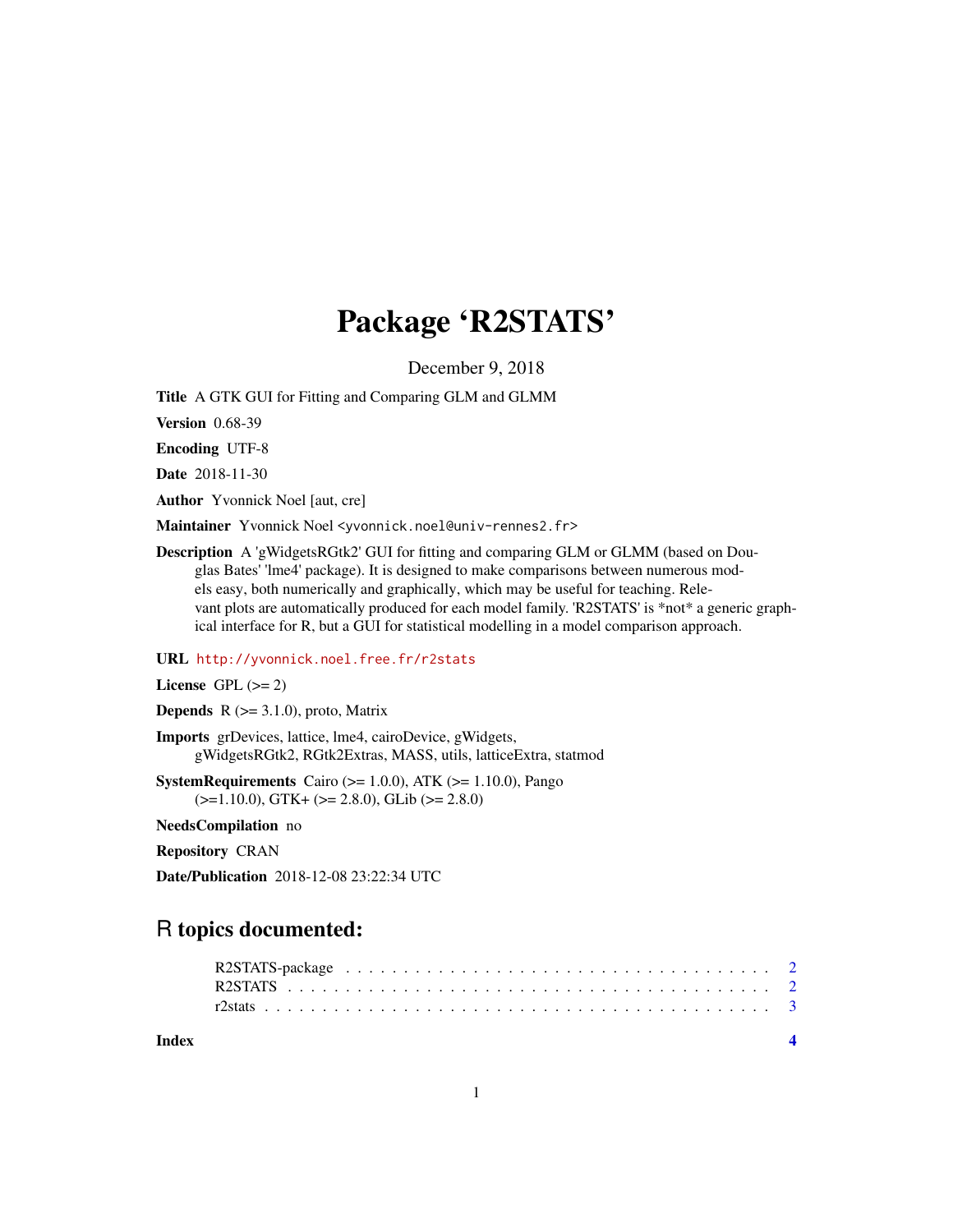# Package 'R2STATS'

December 9, 2018

**Title** A GTK GUI for Fitting and Comparing GLM and GLMM

**Version** 0.68-39

**Encoding** UTF-8

**Date** 2018-11-30

**Author** Yvonnick Noel [aut, cre]

**Maintainer** Yvonnick Noel <yvonnick.noel@univ-rennes2.fr>

**Description** A 'gWidgetsRGtk2' GUI for fitting and comparing GLM or GLMM (based on Douglas Bates' 'lme4' package). It is designed to make comparisons between numerous models easy, both numerically and graphically, which may be useful for teaching. Relevant plots are automatically produced for each model family. 'R2STATS' is *not* a generic graphical interface for R, but a GUI for statistical modelling in a model comparison approach.

**URL** http://yvonnick.noel.free.fr/r2stats

**License** GPL (>= 2)

**Depends** R (>= 3.1.0), proto, Matrix

**Imports** grDevices, lattice, lme4, cairoDevice, gWidgets, gWidgetsRGtk2, RGtk2Extras, MASS, utils, latticeExtra, statmod

**SystemRequirements** Cairo (>= 1.0.0), ATK (>= 1.10.0), Pango (>=1.10.0), GTK+ (>= 2.8.0), GLib (>= 2.8.0)

**NeedsCompilation** no

**Repository** CRAN

**Date/Publication** 2018-12-08 23:22:34 UTC

## R topics documented:

R2STATS-package . . . . . . . . . . . . . . . . . . . . . . . . . . . . . . . . . . . . . . 2
R2STATS . . . . . . . . . . . . . . . . . . . . . . . . . . . . . . . . . . . . . . . . . . 2
r2stats . . . . . . . . . . . . . . . . . . . . . . . . . . . . . . . . . . . . . . . . . . . 3

**Index** **4**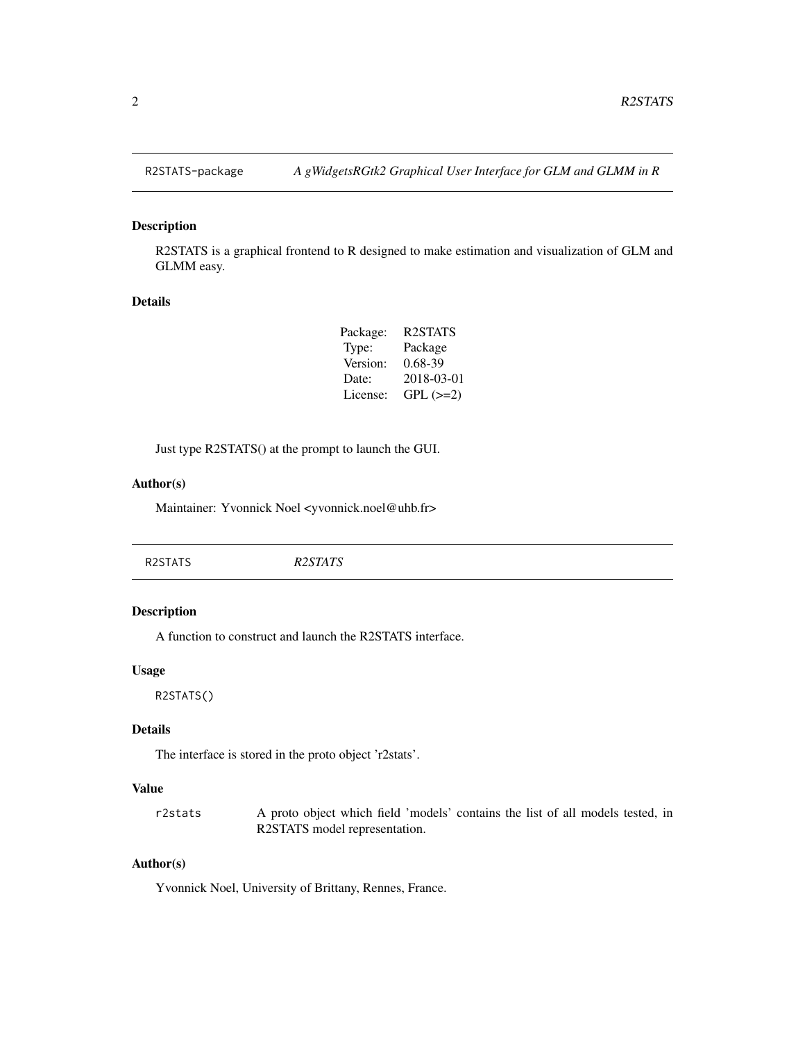## R2STATS-package — *A gWidgetsRGtk2 Graphical User Interface for GLM and GLMM in R*

### Description

R2STATS is a graphical frontend to R designed to make estimation and visualization of GLM and GLMM easy.

### Details

| | |
|---|---|
| Package: | R2STATS |
| Type: | Package |
| Version: | 0.68-39 |
| Date: | 2018-03-01 |
| License: | GPL (>=2) |

Just type R2STATS() at the prompt to launch the GUI.

### Author(s)

Maintainer: Yvonnick Noel <yvonnick.noel@uhb.fr>

## R2STATS — *R2STATS*

### Description

A function to construct and launch the R2STATS interface.

### Usage

```
R2STATS()
```

### Details

The interface is stored in the proto object 'r2stats'.

### Value

`r2stats` A proto object which field 'models' contains the list of all models tested, in R2STATS model representation.

### Author(s)

Yvonnick Noel, University of Brittany, Rennes, France.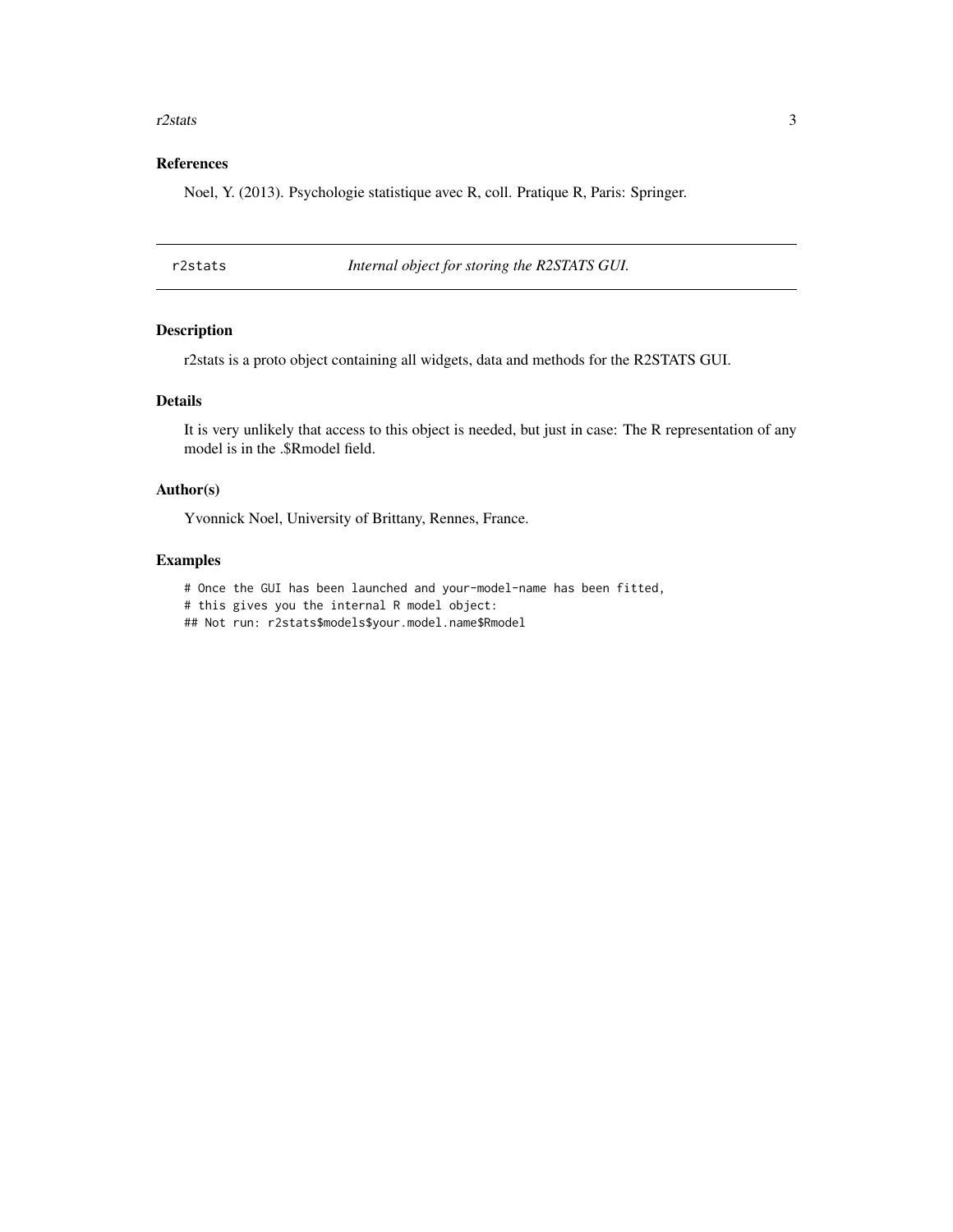### References

Noel, Y. (2013). Psychologie statistique avec R, coll. Pratique R, Paris: Springer.

---

## r2stats — *Internal object for storing the R2STATS GUI.*

### Description

r2stats is a proto object containing all widgets, data and methods for the R2STATS GUI.

### Details

It is very unlikely that access to this object is needed, but just in case: The R representation of any model is in the .$Rmodel field.

### Author(s)

Yvonnick Noel, University of Brittany, Rennes, France.

### Examples

```
# Once the GUI has been launched and your-model-name has been fitted,
# this gives you the internal R model object:
## Not run: r2stats$models$your.model.name$Rmodel
```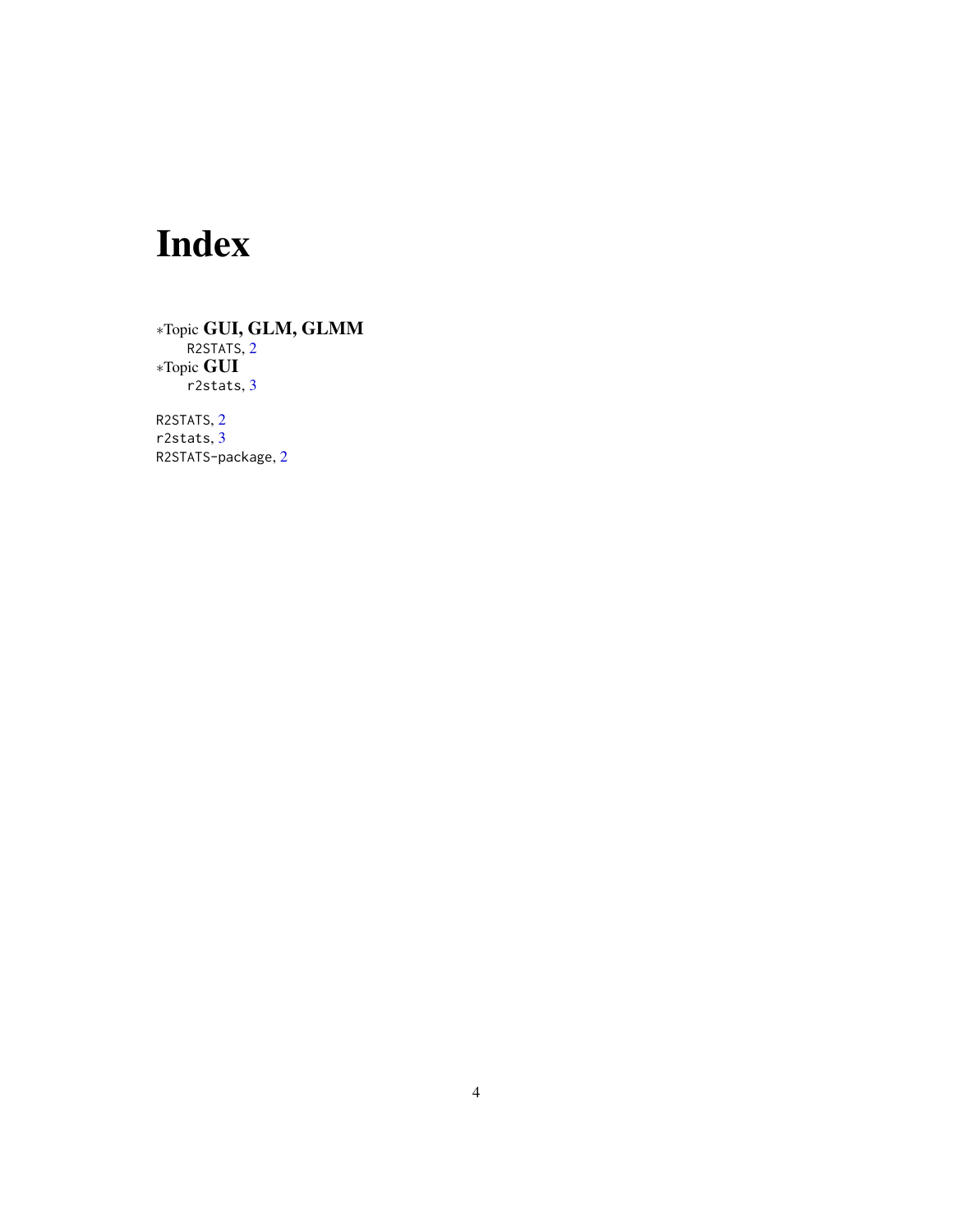# Index

∗Topic **GUI, GLM, GLMM**
    R2STATS, 2
∗Topic **GUI**
    r2stats, 3

R2STATS, 2
r2stats, 3
R2STATS-package, 2